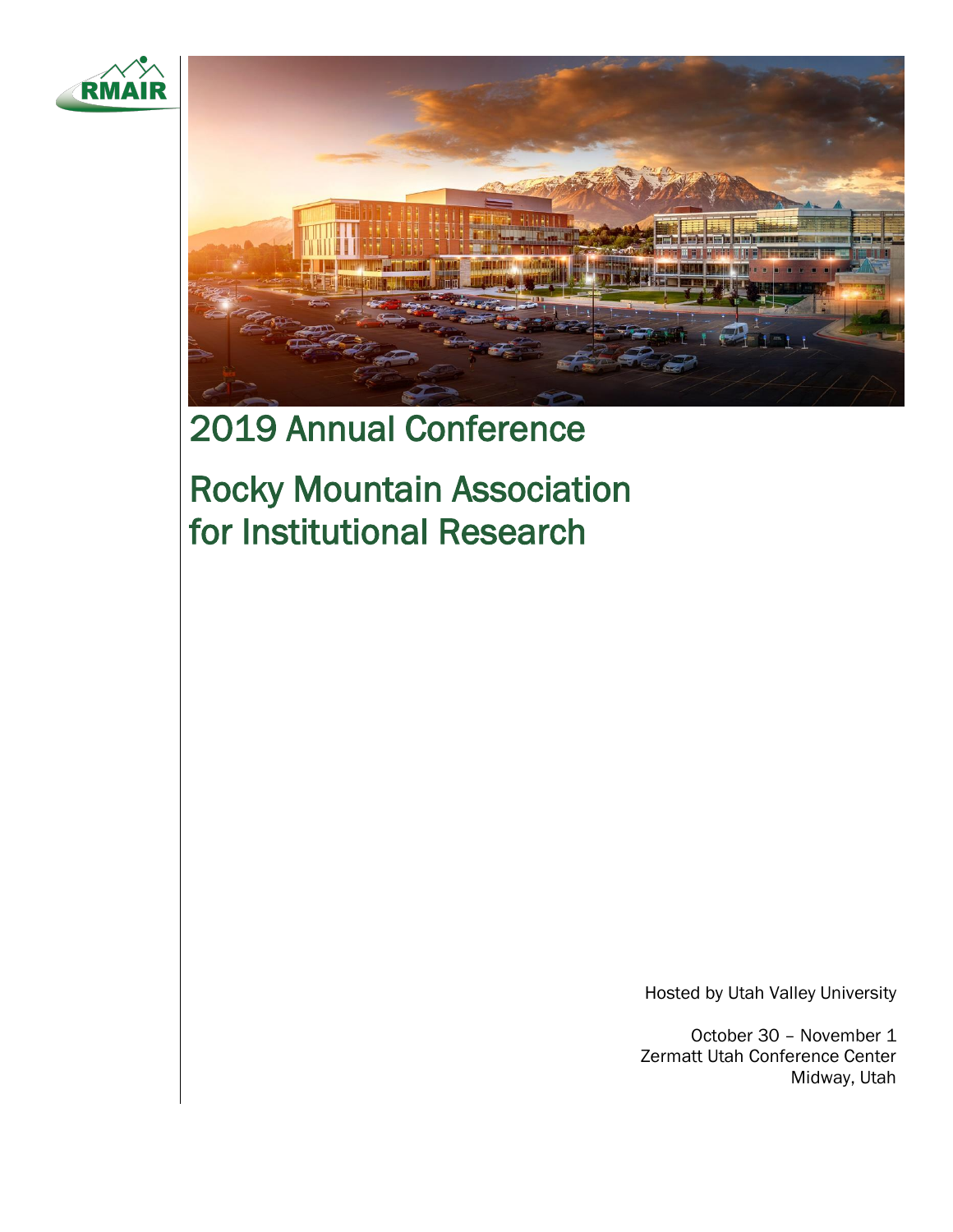RMAIR

# 2019 Annual Conference

# Rocky Mountain Association for Institutional Research

Hosted by Utah Valley University

October 30 – November 1
Zermatt Utah Conference Center
Midway, Utah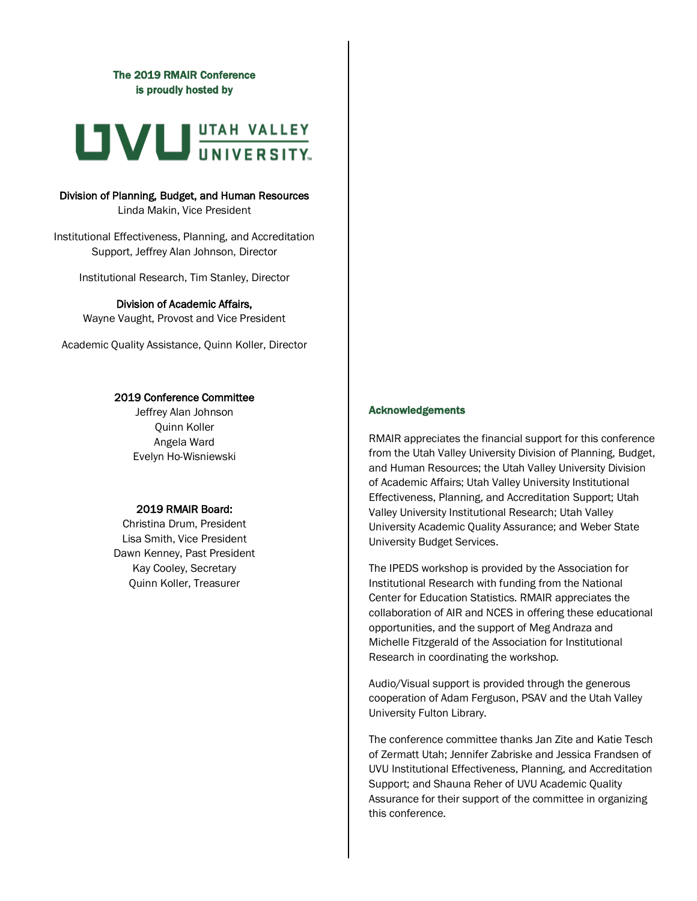**The 2019 RMAIR Conference is proudly hosted by**

UTAH VALLEY UNIVERSITY

**Division of Planning, Budget, and Human Resources**
Linda Makin, Vice President

Institutional Effectiveness, Planning, and Accreditation Support, Jeffrey Alan Johnson, Director

Institutional Research, Tim Stanley, Director

**Division of Academic Affairs,**
Wayne Vaught, Provost and Vice President

Academic Quality Assistance, Quinn Koller, Director

**2019 Conference Committee**
Jeffrey Alan Johnson
Quinn Koller
Angela Ward
Evelyn Ho-Wisniewski

**2019 RMAIR Board:**
Christina Drum, President
Lisa Smith, Vice President
Dawn Kenney, Past President
Kay Cooley, Secretary
Quinn Koller, Treasurer

## Acknowledgements

RMAIR appreciates the financial support for this conference from the Utah Valley University Division of Planning, Budget, and Human Resources; the Utah Valley University Division of Academic Affairs; Utah Valley University Institutional Effectiveness, Planning, and Accreditation Support; Utah Valley University Institutional Research; Utah Valley University Academic Quality Assurance; and Weber State University Budget Services.

The IPEDS workshop is provided by the Association for Institutional Research with funding from the National Center for Education Statistics. RMAIR appreciates the collaboration of AIR and NCES in offering these educational opportunities, and the support of Meg Andraza and Michelle Fitzgerald of the Association for Institutional Research in coordinating the workshop.

Audio/Visual support is provided through the generous cooperation of Adam Ferguson, PSAV and the Utah Valley University Fulton Library.

The conference committee thanks Jan Zite and Katie Tesch of Zermatt Utah; Jennifer Zabriske and Jessica Frandsen of UVU Institutional Effectiveness, Planning, and Accreditation Support; and Shauna Reher of UVU Academic Quality Assurance for their support of the committee in organizing this conference.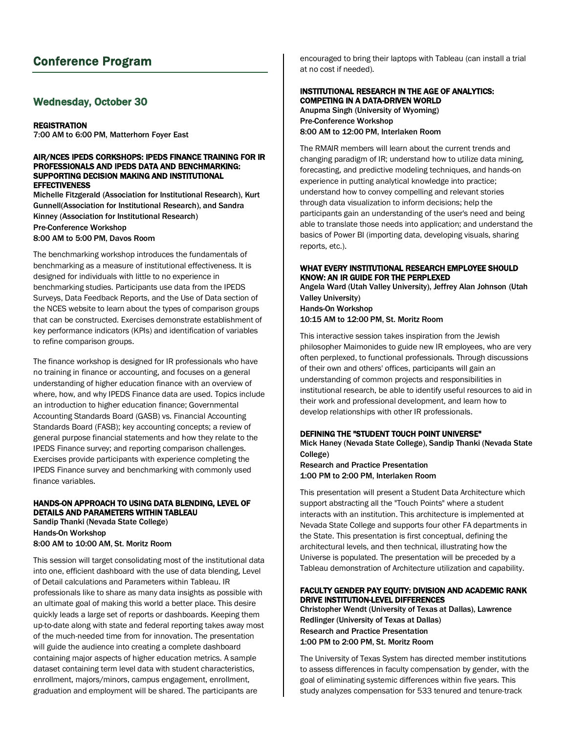# Conference Program

## Wednesday, October 30

**REGISTRATION**
**7:00 AM to 6:00 PM, Matterhorn Foyer East**

**AIR/NCES IPEDS CORKSHOPS: IPEDS FINANCE TRAINING FOR IR PROFESSIONALS AND IPEDS DATA AND BENCHMARKING: SUPPORTING DECISION MAKING AND INSTITUTIONAL EFFECTIVENESS**
Michelle Fitzgerald (Association for Institutional Research), Kurt Gunnell(Association for Institutional Research), and Sandra Kinney (Association for Institutional Research)
Pre-Conference Workshop
8:00 AM to 5:00 PM, Davos Room

The benchmarking workshop introduces the fundamentals of benchmarking as a measure of institutional effectiveness. It is designed for individuals with little to no experience in benchmarking studies. Participants use data from the IPEDS Surveys, Data Feedback Reports, and the Use of Data section of the NCES website to learn about the types of comparison groups that can be constructed. Exercises demonstrate establishment of key performance indicators (KPIs) and identification of variables to refine comparison groups.

The finance workshop is designed for IR professionals who have no training in finance or accounting, and focuses on a general understanding of higher education finance with an overview of where, how, and why IPEDS Finance data are used. Topics include an introduction to higher education finance; Governmental Accounting Standards Board (GASB) vs. Financial Accounting Standards Board (FASB); key accounting concepts; a review of general purpose financial statements and how they relate to the IPEDS Finance survey; and reporting comparison challenges. Exercises provide participants with experience completing the IPEDS Finance survey and benchmarking with commonly used finance variables.

**HANDS-ON APPROACH TO USING DATA BLENDING, LEVEL OF DETAILS AND PARAMETERS WITHIN TABLEAU**
Sandip Thanki (Nevada State College)
Hands-On Workshop
8:00 AM to 10:00 AM, St. Moritz Room

This session will target consolidating most of the institutional data into one, efficient dashboard with the use of data blending, Level of Detail calculations and Parameters within Tableau. IR professionals like to share as many data insights as possible with an ultimate goal of making this world a better place. This desire quickly leads a large set of reports or dashboards. Keeping them up-to-date along with state and federal reporting takes away most of the much-needed time from for innovation. The presentation will guide the audience into creating a complete dashboard containing major aspects of higher education metrics. A sample dataset containing term level data with student characteristics, enrollment, majors/minors, campus engagement, enrollment, graduation and employment will be shared. The participants are encouraged to bring their laptops with Tableau (can install a trial at no cost if needed).

**INSTITUTIONAL RESEARCH IN THE AGE OF ANALYTICS: COMPETING IN A DATA-DRIVEN WORLD**
Anupma Singh (University of Wyoming)
Pre-Conference Workshop
8:00 AM to 12:00 PM, Interlaken Room

The RMAIR members will learn about the current trends and changing paradigm of IR; understand how to utilize data mining, forecasting, and predictive modeling techniques, and hands-on experience in putting analytical knowledge into practice; understand how to convey compelling and relevant stories through data visualization to inform decisions; help the participants gain an understanding of the user's need and being able to translate those needs into application; and understand the basics of Power BI (importing data, developing visuals, sharing reports, etc.).

**WHAT EVERY INSTITUTIONAL RESEARCH EMPLOYEE SHOULD KNOW: AN IR GUIDE FOR THE PERPLEXED**
Angela Ward (Utah Valley University), Jeffrey Alan Johnson (Utah Valley University)
Hands-On Workshop
10:15 AM to 12:00 PM, St. Moritz Room

This interactive session takes inspiration from the Jewish philosopher Maimonides to guide new IR employees, who are very often perplexed, to functional professionals. Through discussions of their own and others' offices, participants will gain an understanding of common projects and responsibilities in institutional research, be able to identify useful resources to aid in their work and professional development, and learn how to develop relationships with other IR professionals.

**DEFINING THE "STUDENT TOUCH POINT UNIVERSE"**
Mick Haney (Nevada State College), Sandip Thanki (Nevada State College)
Research and Practice Presentation
1:00 PM to 2:00 PM, Interlaken Room

This presentation will present a Student Data Architecture which support abstracting all the "Touch Points" where a student interacts with an institution. This architecture is implemented at Nevada State College and supports four other FA departments in the State. This presentation is first conceptual, defining the architectural levels, and then technical, illustrating how the Universe is populated. The presentation will be preceded by a Tableau demonstration of Architecture utilization and capability.

**FACULTY GENDER PAY EQUITY: DIVISION AND ACADEMIC RANK DRIVE INSTITUTION-LEVEL DIFFERENCES**
Christopher Wendt (University of Texas at Dallas), Lawrence Redlinger (University of Texas at Dallas)
Research and Practice Presentation
1:00 PM to 2:00 PM, St. Moritz Room

The University of Texas System has directed member institutions to assess differences in faculty compensation by gender, with the goal of eliminating systemic differences within five years. This study analyzes compensation for 533 tenured and tenure-track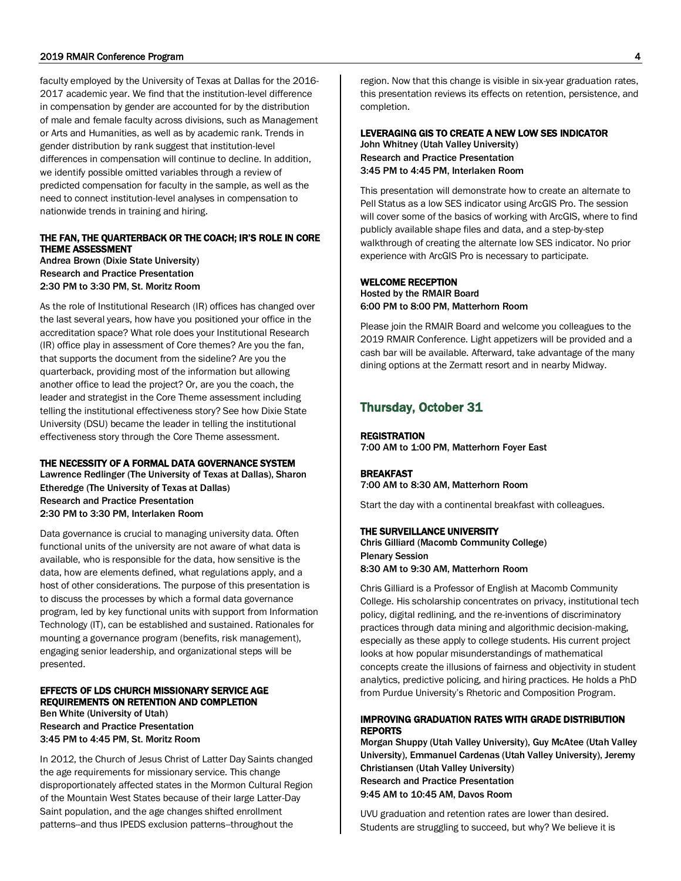faculty employed by the University of Texas at Dallas for the 2016-2017 academic year. We find that the institution-level difference in compensation by gender are accounted for by the distribution of male and female faculty across divisions, such as Management or Arts and Humanities, as well as by academic rank. Trends in gender distribution by rank suggest that institution-level differences in compensation will continue to decline. In addition, we identify possible omitted variables through a review of predicted compensation for faculty in the sample, as well as the need to connect institution-level analyses in compensation to nationwide trends in training and hiring.

#### THE FAN, THE QUARTERBACK OR THE COACH; IR'S ROLE IN CORE THEME ASSESSMENT

Andrea Brown (Dixie State University)
Research and Practice Presentation
2:30 PM to 3:30 PM, St. Moritz Room

As the role of Institutional Research (IR) offices has changed over the last several years, how have you positioned your office in the accreditation space? What role does your Institutional Research (IR) office play in assessment of Core themes? Are you the fan, that supports the document from the sideline? Are you the quarterback, providing most of the information but allowing another office to lead the project? Or, are you the coach, the leader and strategist in the Core Theme assessment including telling the institutional effectiveness story? See how Dixie State University (DSU) became the leader in telling the institutional effectiveness story through the Core Theme assessment.

#### THE NECESSITY OF A FORMAL DATA GOVERNANCE SYSTEM

Lawrence Redlinger (The University of Texas at Dallas), Sharon Etheredge (The University of Texas at Dallas)
Research and Practice Presentation
2:30 PM to 3:30 PM, Interlaken Room

Data governance is crucial to managing university data. Often functional units of the university are not aware of what data is available, who is responsible for the data, how sensitive is the data, how are elements defined, what regulations apply, and a host of other considerations. The purpose of this presentation is to discuss the processes by which a formal data governance program, led by key functional units with support from Information Technology (IT), can be established and sustained. Rationales for mounting a governance program (benefits, risk management), engaging senior leadership, and organizational steps will be presented.

#### EFFECTS OF LDS CHURCH MISSIONARY SERVICE AGE REQUIREMENTS ON RETENTION AND COMPLETION

Ben White (University of Utah)
Research and Practice Presentation
3:45 PM to 4:45 PM, St. Moritz Room

In 2012, the Church of Jesus Christ of Latter Day Saints changed the age requirements for missionary service. This change disproportionately affected states in the Mormon Cultural Region of the Mountain West States because of their large Latter-Day Saint population, and the age changes shifted enrollment patterns--and thus IPEDS exclusion patterns--throughout the region. Now that this change is visible in six-year graduation rates, this presentation reviews its effects on retention, persistence, and completion.

#### LEVERAGING GIS TO CREATE A NEW LOW SES INDICATOR

John Whitney (Utah Valley University)
Research and Practice Presentation
3:45 PM to 4:45 PM, Interlaken Room

This presentation will demonstrate how to create an alternate to Pell Status as a low SES indicator using ArcGIS Pro. The session will cover some of the basics of working with ArcGIS, where to find publicly available shape files and data, and a step-by-step walkthrough of creating the alternate low SES indicator. No prior experience with ArcGIS Pro is necessary to participate.

#### WELCOME RECEPTION

Hosted by the RMAIR Board
6:00 PM to 8:00 PM, Matterhorn Room

Please join the RMAIR Board and welcome you colleagues to the 2019 RMAIR Conference. Light appetizers will be provided and a cash bar will be available. Afterward, take advantage of the many dining options at the Zermatt resort and in nearby Midway.

## Thursday, October 31

#### REGISTRATION

7:00 AM to 1:00 PM, Matterhorn Foyer East

#### BREAKFAST

7:00 AM to 8:30 AM, Matterhorn Room

Start the day with a continental breakfast with colleagues.

#### THE SURVEILLANCE UNIVERSITY

Chris Gilliard (Macomb Community College)
Plenary Session
8:30 AM to 9:30 AM, Matterhorn Room

Chris Gilliard is a Professor of English at Macomb Community College. His scholarship concentrates on privacy, institutional tech policy, digital redlining, and the re-inventions of discriminatory practices through data mining and algorithmic decision-making, especially as these apply to college students. His current project looks at how popular misunderstandings of mathematical concepts create the illusions of fairness and objectivity in student analytics, predictive policing, and hiring practices. He holds a PhD from Purdue University's Rhetoric and Composition Program.

#### IMPROVING GRADUATION RATES WITH GRADE DISTRIBUTION REPORTS

Morgan Shuppy (Utah Valley University), Guy McAtee (Utah Valley University), Emmanuel Cardenas (Utah Valley University), Jeremy Christiansen (Utah Valley University)
Research and Practice Presentation
9:45 AM to 10:45 AM, Davos Room

UVU graduation and retention rates are lower than desired. Students are struggling to succeed, but why? We believe it is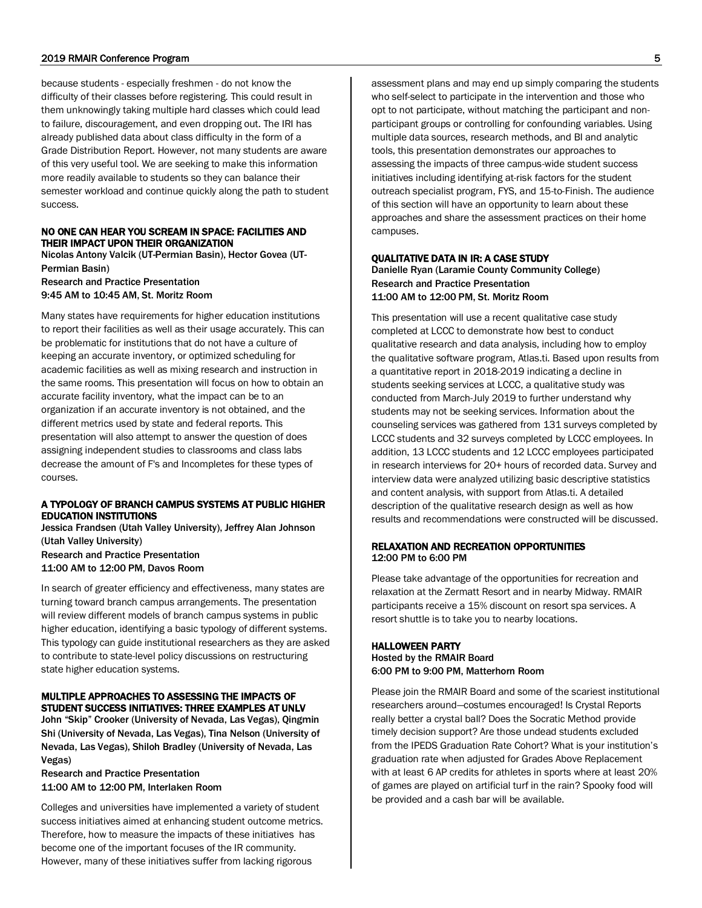because students - especially freshmen - do not know the difficulty of their classes before registering. This could result in them unknowingly taking multiple hard classes which could lead to failure, discouragement, and even dropping out. The IRI has already published data about class difficulty in the form of a Grade Distribution Report. However, not many students are aware of this very useful tool. We are seeking to make this information more readily available to students so they can balance their semester workload and continue quickly along the path to student success.

### NO ONE CAN HEAR YOU SCREAM IN SPACE: FACILITIES AND THEIR IMPACT UPON THEIR ORGANIZATION

**Nicolas Antony Valcik (UT-Permian Basin), Hector Govea (UT-Permian Basin)**
**Research and Practice Presentation**
**9:45 AM to 10:45 AM, St. Moritz Room**

Many states have requirements for higher education institutions to report their facilities as well as their usage accurately. This can be problematic for institutions that do not have a culture of keeping an accurate inventory, or optimized scheduling for academic facilities as well as mixing research and instruction in the same rooms. This presentation will focus on how to obtain an accurate facility inventory, what the impact can be to an organization if an accurate inventory is not obtained, and the different metrics used by state and federal reports. This presentation will also attempt to answer the question of does assigning independent studies to classrooms and class labs decrease the amount of F's and Incompletes for these types of courses.

### A TYPOLOGY OF BRANCH CAMPUS SYSTEMS AT PUBLIC HIGHER EDUCATION INSTITUTIONS

**Jessica Frandsen (Utah Valley University), Jeffrey Alan Johnson (Utah Valley University)**
**Research and Practice Presentation**
**11:00 AM to 12:00 PM, Davos Room**

In search of greater efficiency and effectiveness, many states are turning toward branch campus arrangements. The presentation will review different models of branch campus systems in public higher education, identifying a basic typology of different systems. This typology can guide institutional researchers as they are asked to contribute to state-level policy discussions on restructuring state higher education systems.

### MULTIPLE APPROACHES TO ASSESSING THE IMPACTS OF STUDENT SUCCESS INITIATIVES: THREE EXAMPLES AT UNLV

**John "Skip" Crooker (University of Nevada, Las Vegas), Qingmin Shi (University of Nevada, Las Vegas), Tina Nelson (University of Nevada, Las Vegas), Shiloh Bradley (University of Nevada, Las Vegas)**
**Research and Practice Presentation**
**11:00 AM to 12:00 PM, Interlaken Room**

Colleges and universities have implemented a variety of student success initiatives aimed at enhancing student outcome metrics. Therefore, how to measure the impacts of these initiatives has become one of the important focuses of the IR community. However, many of these initiatives suffer from lacking rigorous assessment plans and may end up simply comparing the students who self-select to participate in the intervention and those who opt to not participate, without matching the participant and non-participant groups or controlling for confounding variables. Using multiple data sources, research methods, and BI and analytic tools, this presentation demonstrates our approaches to assessing the impacts of three campus-wide student success initiatives including identifying at-risk factors for the student outreach specialist program, FYS, and 15-to-Finish. The audience of this section will have an opportunity to learn about these approaches and share the assessment practices on their home campuses.

### QUALITATIVE DATA IN IR: A CASE STUDY

**Danielle Ryan (Laramie County Community College)**
**Research and Practice Presentation**
**11:00 AM to 12:00 PM, St. Moritz Room**

This presentation will use a recent qualitative case study completed at LCCC to demonstrate how best to conduct qualitative research and data analysis, including how to employ the qualitative software program, Atlas.ti. Based upon results from a quantitative report in 2018-2019 indicating a decline in students seeking services at LCCC, a qualitative study was conducted from March-July 2019 to further understand why students may not be seeking services. Information about the counseling services was gathered from 131 surveys completed by LCCC students and 32 surveys completed by LCCC employees. In addition, 13 LCCC students and 12 LCCC employees participated in research interviews for 20+ hours of recorded data. Survey and interview data were analyzed utilizing basic descriptive statistics and content analysis, with support from Atlas.ti. A detailed description of the qualitative research design as well as how results and recommendations were constructed will be discussed.

### RELAXATION AND RECREATION OPPORTUNITIES

**12:00 PM to 6:00 PM**

Please take advantage of the opportunities for recreation and relaxation at the Zermatt Resort and in nearby Midway. RMAIR participants receive a 15% discount on resort spa services. A resort shuttle is to take you to nearby locations.

### HALLOWEEN PARTY

**Hosted by the RMAIR Board**
**6:00 PM to 9:00 PM, Matterhorn Room**

Please join the RMAIR Board and some of the scariest institutional researchers around—costumes encouraged! Is Crystal Reports really better a crystal ball? Does the Socratic Method provide timely decision support? Are those undead students excluded from the IPEDS Graduation Rate Cohort? What is your institution's graduation rate when adjusted for Grades Above Replacement with at least 6 AP credits for athletes in sports where at least 20% of games are played on artificial turf in the rain? Spooky food will be provided and a cash bar will be available.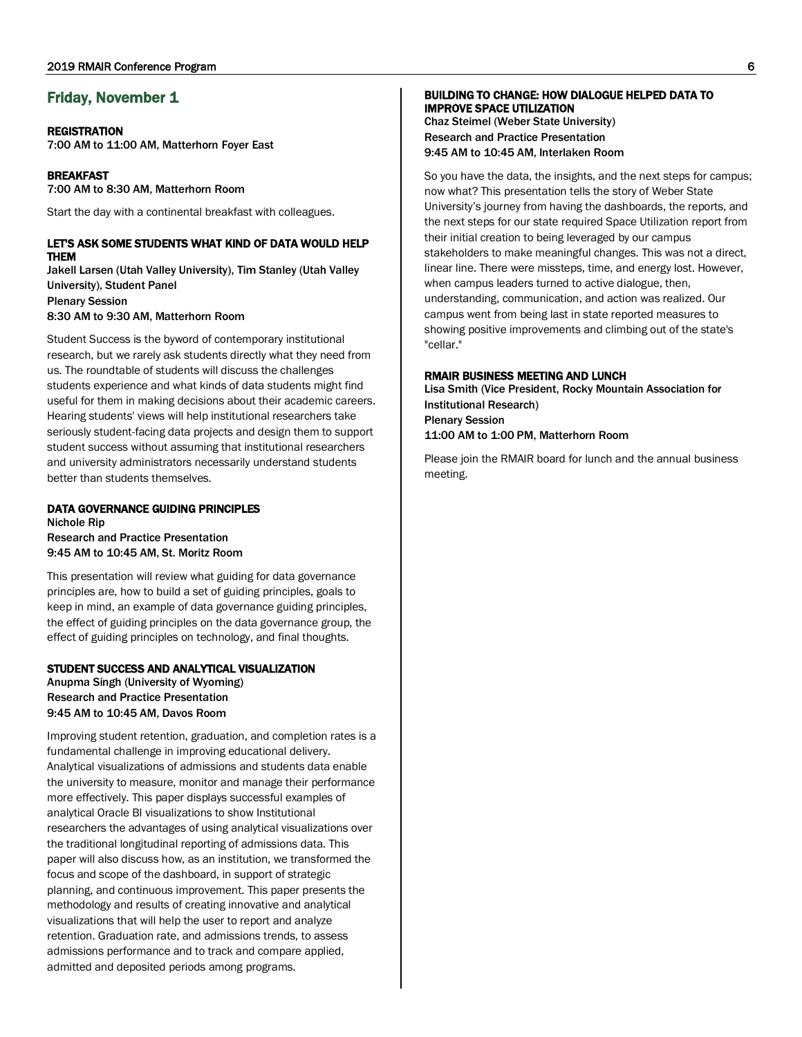## Friday, November 1

### REGISTRATION

7:00 AM to 11:00 AM, Matterhorn Foyer East

### BREAKFAST

7:00 AM to 8:30 AM, Matterhorn Room

Start the day with a continental breakfast with colleagues.

### LET'S ASK SOME STUDENTS WHAT KIND OF DATA WOULD HELP THEM

Jakell Larsen (Utah Valley University), Tim Stanley (Utah Valley University), Student Panel
Plenary Session
8:30 AM to 9:30 AM, Matterhorn Room

Student Success is the byword of contemporary institutional research, but we rarely ask students directly what they need from us. The roundtable of students will discuss the challenges students experience and what kinds of data students might find useful for them in making decisions about their academic careers. Hearing students' views will help institutional researchers take seriously student-facing data projects and design them to support student success without assuming that institutional researchers and university administrators necessarily understand students better than students themselves.

### DATA GOVERNANCE GUIDING PRINCIPLES

Nichole Rip
Research and Practice Presentation
9:45 AM to 10:45 AM, St. Moritz Room

This presentation will review what guiding for data governance principles are, how to build a set of guiding principles, goals to keep in mind, an example of data governance guiding principles, the effect of guiding principles on the data governance group, the effect of guiding principles on technology, and final thoughts.

### STUDENT SUCCESS AND ANALYTICAL VISUALIZATION

Anupma Singh (University of Wyoming)
Research and Practice Presentation
9:45 AM to 10:45 AM, Davos Room

Improving student retention, graduation, and completion rates is a fundamental challenge in improving educational delivery. Analytical visualizations of admissions and students data enable the university to measure, monitor and manage their performance more effectively. This paper displays successful examples of analytical Oracle BI visualizations to show Institutional researchers the advantages of using analytical visualizations over the traditional longitudinal reporting of admissions data. This paper will also discuss how, as an institution, we transformed the focus and scope of the dashboard, in support of strategic planning, and continuous improvement. This paper presents the methodology and results of creating innovative and analytical visualizations that will help the user to report and analyze retention. Graduation rate, and admissions trends, to assess admissions performance and to track and compare applied, admitted and deposited periods among programs.

### BUILDING TO CHANGE: HOW DIALOGUE HELPED DATA TO IMPROVE SPACE UTILIZATION

Chaz Steimel (Weber State University)
Research and Practice Presentation
9:45 AM to 10:45 AM, Interlaken Room

So you have the data, the insights, and the next steps for campus; now what? This presentation tells the story of Weber State University's journey from having the dashboards, the reports, and the next steps for our state required Space Utilization report from their initial creation to being leveraged by our campus stakeholders to make meaningful changes. This was not a direct, linear line. There were missteps, time, and energy lost. However, when campus leaders turned to active dialogue, then, understanding, communication, and action was realized. Our campus went from being last in state reported measures to showing positive improvements and climbing out of the state's "cellar."

### RMAIR BUSINESS MEETING AND LUNCH

Lisa Smith (Vice President, Rocky Mountain Association for Institutional Research)
Plenary Session
11:00 AM to 1:00 PM, Matterhorn Room

Please join the RMAIR board for lunch and the annual business meeting.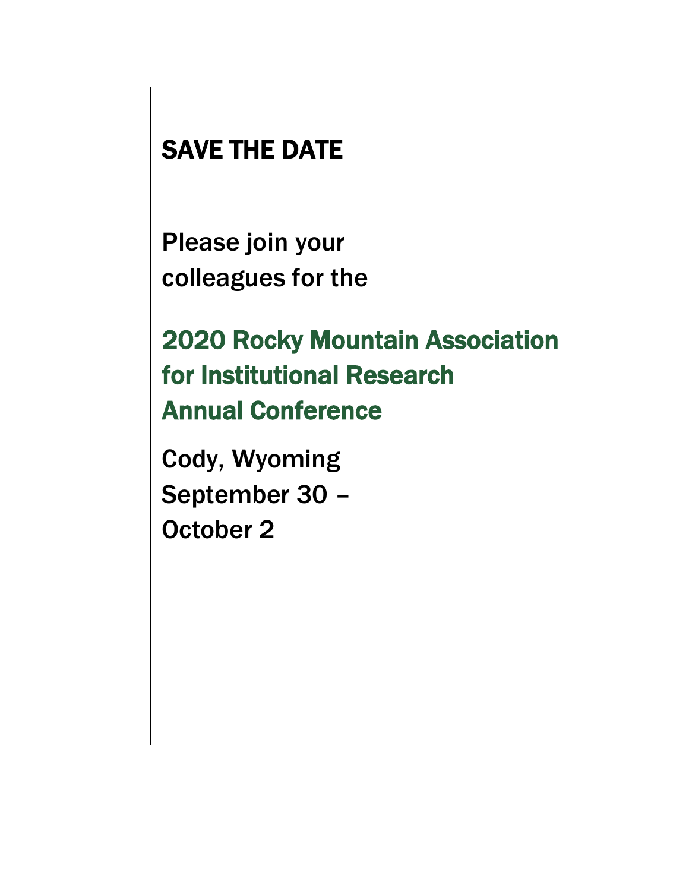# SAVE THE DATE

Please join your colleagues for the

## 2020 Rocky Mountain Association for Institutional Research Annual Conference

Cody, Wyoming
September 30 –
October 2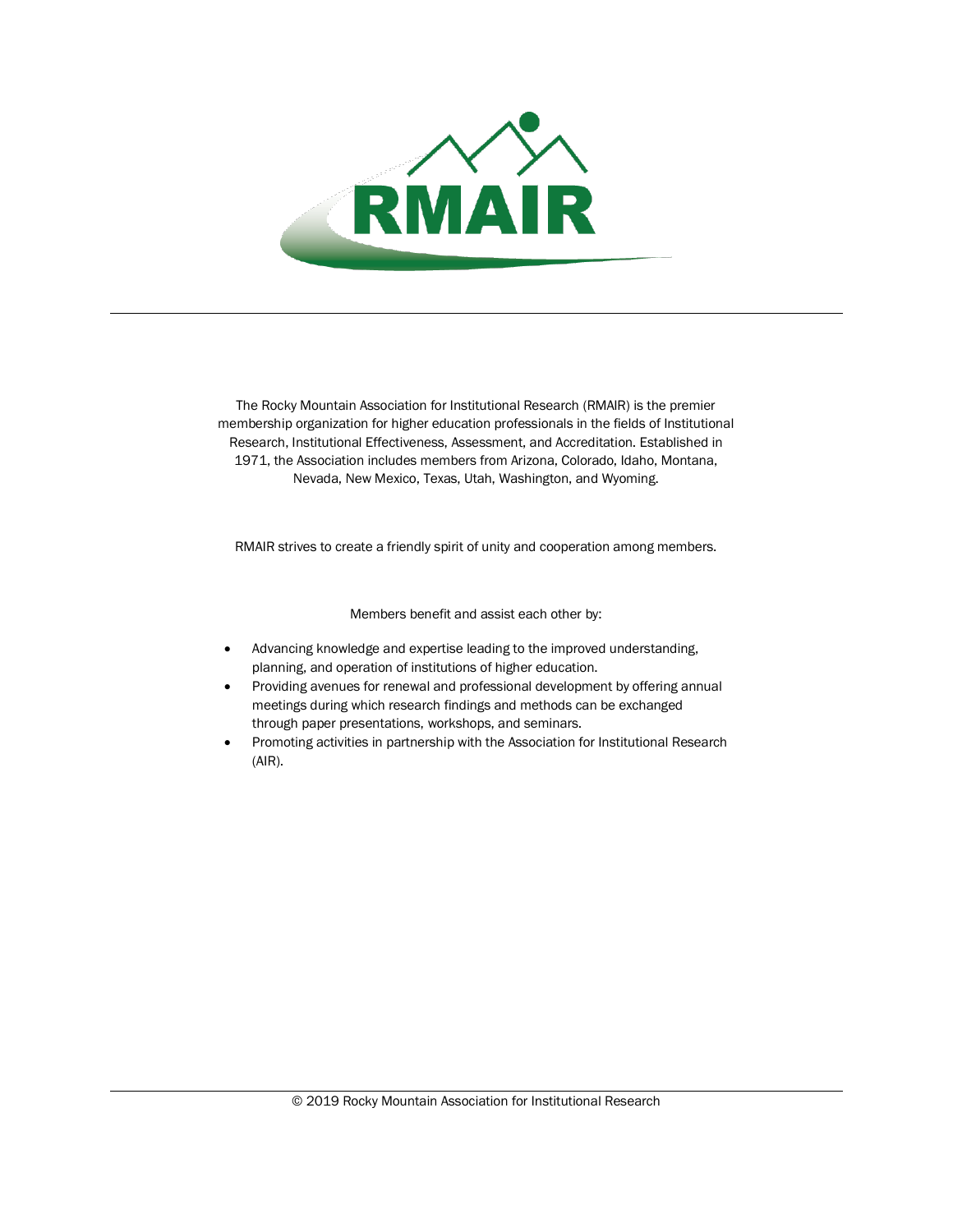RMAIR

The Rocky Mountain Association for Institutional Research (RMAIR) is the premier membership organization for higher education professionals in the fields of Institutional Research, Institutional Effectiveness, Assessment, and Accreditation. Established in 1971, the Association includes members from Arizona, Colorado, Idaho, Montana, Nevada, New Mexico, Texas, Utah, Washington, and Wyoming.

RMAIR strives to create a friendly spirit of unity and cooperation among members.

Members benefit and assist each other by:

- Advancing knowledge and expertise leading to the improved understanding, planning, and operation of institutions of higher education.
- Providing avenues for renewal and professional development by offering annual meetings during which research findings and methods can be exchanged through paper presentations, workshops, and seminars.
- Promoting activities in partnership with the Association for Institutional Research (AIR).

© 2019 Rocky Mountain Association for Institutional Research